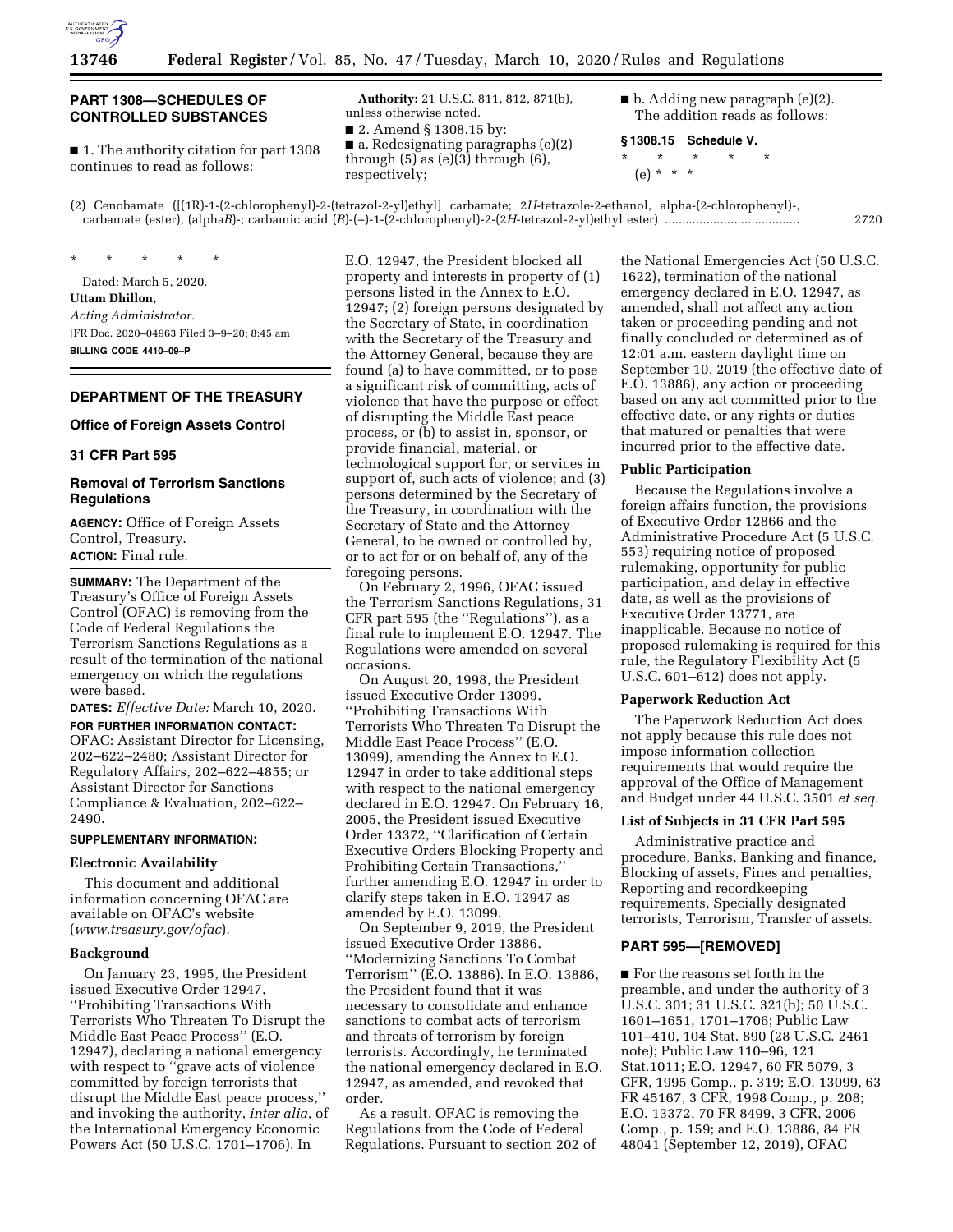## PART 1308—SCHEDULES OF CONTROLLED SUBSTANCES

■ 1. The authority citation for part 1308 continues to read as follows:

**Authority:** 21 U.S.C. 811, 812, 871(b), unless otherwise noted.

■ 2. Amend § 1308.15 by:

■ a. Redesignating paragraphs (e)(2) through (5) as (e)(3) through (6), respectively;

■ b. Adding new paragraph (e)(2).

The addition reads as follows:

**§ 1308.15 Schedule V.**

\* \* \* \* \*

(e) \* \* \*

(2) Cenobamate ([(1R)-1-(2-chlorophenyl)-2-(tetrazol-2-yl)ethyl] carbamate; 2*H*-tetrazole-2-ethanol, alpha-(2-chlorophenyl)-, carbamate (ester), (alpha*R*)-; carbamic acid (*R*)-(+)-1-(2-chlorophenyl)-2-(2*H*-tetrazol-2-yl)ethyl ester) ...................................... 2720

\* \* \* \* \*

Dated: March 5, 2020.

**Uttam Dhillon,**

*Acting Administrator.*

[FR Doc. 2020–04963 Filed 3–9–20; 8:45 am]

**BILLING CODE 4410–09–P**

## DEPARTMENT OF THE TREASURY

### Office of Foreign Assets Control

### 31 CFR Part 595

### Removal of Terrorism Sanctions Regulations

**AGENCY:** Office of Foreign Assets Control, Treasury.

**ACTION:** Final rule.

**SUMMARY:** The Department of the Treasury's Office of Foreign Assets Control (OFAC) is removing from the Code of Federal Regulations the Terrorism Sanctions Regulations as a result of the termination of the national emergency on which the regulations were based.

**DATES:** *Effective Date:* March 10, 2020.

**FOR FURTHER INFORMATION CONTACT:** OFAC: Assistant Director for Licensing, 202–622–2480; Assistant Director for Regulatory Affairs, 202–622–4855; or Assistant Director for Sanctions Compliance & Evaluation, 202–622–2490.

**SUPPLEMENTARY INFORMATION:**

#### Electronic Availability

This document and additional information concerning OFAC are available on OFAC's website (*www.treasury.gov/ofac*).

#### Background

On January 23, 1995, the President issued Executive Order 12947, "Prohibiting Transactions With Terrorists Who Threaten To Disrupt the Middle East Peace Process" (E.O. 12947), declaring a national emergency with respect to "grave acts of violence committed by foreign terrorists that disrupt the Middle East peace process," and invoking the authority, *inter alia,* of the International Emergency Economic Powers Act (50 U.S.C. 1701–1706). In E.O. 12947, the President blocked all property and interests in property of (1) persons listed in the Annex to E.O. 12947; (2) foreign persons designated by the Secretary of State, in coordination with the Secretary of the Treasury and the Attorney General, because they are found (a) to have committed, or to pose a significant risk of committing, acts of violence that have the purpose or effect of disrupting the Middle East peace process, or (b) to assist in, sponsor, or provide financial, material, or technological support for, or services in support of, such acts of violence; and (3) persons determined by the Secretary of the Treasury, in coordination with the Secretary of State and the Attorney General, to be owned or controlled by, or to act for or on behalf of, any of the foregoing persons.

On February 2, 1996, OFAC issued the Terrorism Sanctions Regulations, 31 CFR part 595 (the "Regulations"), as a final rule to implement E.O. 12947. The Regulations were amended on several occasions.

On August 20, 1998, the President issued Executive Order 13099, "Prohibiting Transactions With Terrorists Who Threaten To Disrupt the Middle East Peace Process" (E.O. 13099), amending the Annex to E.O. 12947 in order to take additional steps with respect to the national emergency declared in E.O. 12947. On February 16, 2005, the President issued Executive Order 13372, "Clarification of Certain Executive Orders Blocking Property and Prohibiting Certain Transactions," further amending E.O. 12947 in order to clarify steps taken in E.O. 12947 as amended by E.O. 13099.

On September 9, 2019, the President issued Executive Order 13886, "Modernizing Sanctions To Combat Terrorism" (E.O. 13886). In E.O. 13886, the President found that it was necessary to consolidate and enhance sanctions to combat acts of terrorism and threats of terrorism by foreign terrorists. Accordingly, he terminated the national emergency declared in E.O. 12947, as amended, and revoked that order.

As a result, OFAC is removing the Regulations from the Code of Federal Regulations. Pursuant to section 202 of the National Emergencies Act (50 U.S.C. 1622), termination of the national emergency declared in E.O. 12947, as amended, shall not affect any action taken or proceeding pending and not finally concluded or determined as of 12:01 a.m. eastern daylight time on September 10, 2019 (the effective date of E.O. 13886), any action or proceeding based on any act committed prior to the effective date, or any rights or duties that matured or penalties that were incurred prior to the effective date.

#### Public Participation

Because the Regulations involve a foreign affairs function, the provisions of Executive Order 12866 and the Administrative Procedure Act (5 U.S.C. 553) requiring notice of proposed rulemaking, opportunity for public participation, and delay in effective date, as well as the provisions of Executive Order 13771, are inapplicable. Because no notice of proposed rulemaking is required for this rule, the Regulatory Flexibility Act (5 U.S.C. 601–612) does not apply.

#### Paperwork Reduction Act

The Paperwork Reduction Act does not apply because this rule does not impose information collection requirements that would require the approval of the Office of Management and Budget under 44 U.S.C. 3501 *et seq.*

#### List of Subjects in 31 CFR Part 595

Administrative practice and procedure, Banks, Banking and finance, Blocking of assets, Fines and penalties, Reporting and recordkeeping requirements, Specially designated terrorists, Terrorism, Transfer of assets.

## PART 595—[REMOVED]

■ For the reasons set forth in the preamble, and under the authority of 3 U.S.C. 301; 31 U.S.C. 321(b); 50 U.S.C. 1601–1651, 1701–1706; Public Law 101–410, 104 Stat. 890 (28 U.S.C. 2461 note); Public Law 110–96, 121 Stat.1011; E.O. 12947, 60 FR 5079, 3 CFR, 1995 Comp., p. 319; E.O. 13099, 63 FR 45167, 3 CFR, 1998 Comp., p. 208; E.O. 13372, 70 FR 8499, 3 CFR, 2006 Comp., p. 159; and E.O. 13886, 84 FR 48041 (September 12, 2019), OFAC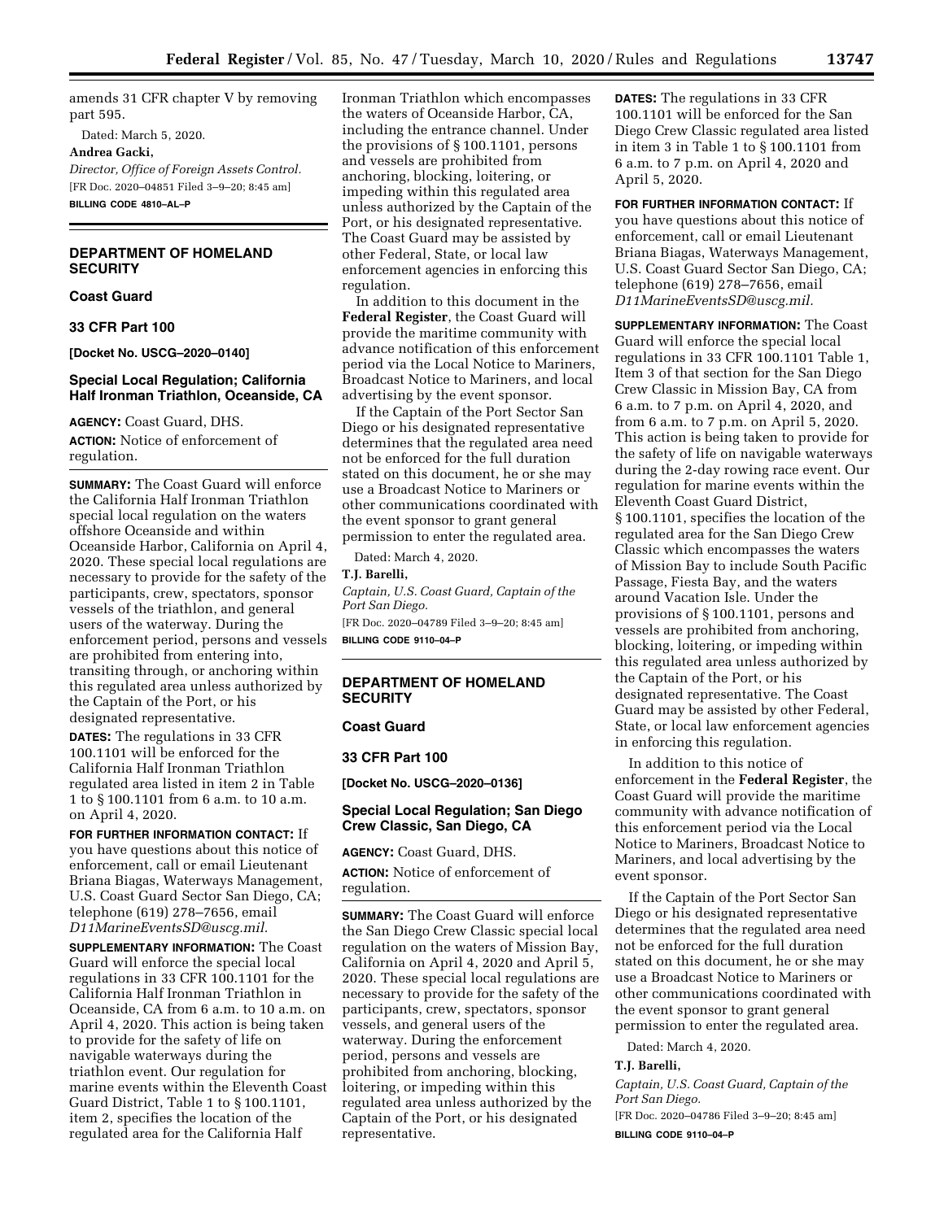amends 31 CFR chapter V by removing part 595.

Dated: March 5, 2020.

**Andrea Gacki,**

*Director, Office of Foreign Assets Control.*

[FR Doc. 2020–04851 Filed 3–9–20; 8:45 am]

**BILLING CODE 4810–AL–P**

---

## DEPARTMENT OF HOMELAND SECURITY

### Coast Guard

### 33 CFR Part 100

**[Docket No. USCG–2020–0140]**

### Special Local Regulation; California Half Ironman Triathlon, Oceanside, CA

**AGENCY:** Coast Guard, DHS.

**ACTION:** Notice of enforcement of regulation.

**SUMMARY:** The Coast Guard will enforce the California Half Ironman Triathlon special local regulation on the waters offshore Oceanside and within Oceanside Harbor, California on April 4, 2020. These special local regulations are necessary to provide for the safety of the participants, crew, spectators, sponsor vessels of the triathlon, and general users of the waterway. During the enforcement period, persons and vessels are prohibited from entering into, transiting through, or anchoring within this regulated area unless authorized by the Captain of the Port, or his designated representative.

**DATES:** The regulations in 33 CFR 100.1101 will be enforced for the California Half Ironman Triathlon regulated area listed in item 2 in Table 1 to § 100.1101 from 6 a.m. to 10 a.m. on April 4, 2020.

**FOR FURTHER INFORMATION CONTACT:** If you have questions about this notice of enforcement, call or email Lieutenant Briana Biagas, Waterways Management, U.S. Coast Guard Sector San Diego, CA; telephone (619) 278–7656, email *D11MarineEventsSD@uscg.mil.*

**SUPPLEMENTARY INFORMATION:** The Coast Guard will enforce the special local regulations in 33 CFR 100.1101 for the California Half Ironman Triathlon in Oceanside, CA from 6 a.m. to 10 a.m. on April 4, 2020. This action is being taken to provide for the safety of life on navigable waterways during the triathlon event. Our regulation for marine events within the Eleventh Coast Guard District, Table 1 to § 100.1101, item 2, specifies the location of the regulated area for the California Half Ironman Triathlon which encompasses the waters of Oceanside Harbor, CA, including the entrance channel. Under the provisions of § 100.1101, persons and vessels are prohibited from anchoring, blocking, loitering, or impeding within this regulated area unless authorized by the Captain of the Port, or his designated representative. The Coast Guard may be assisted by other Federal, State, or local law enforcement agencies in enforcing this regulation.

In addition to this document in the **Federal Register**, the Coast Guard will provide the maritime community with advance notification of this enforcement period via the Local Notice to Mariners, Broadcast Notice to Mariners, and local advertising by the event sponsor.

If the Captain of the Port Sector San Diego or his designated representative determines that the regulated area need not be enforced for the full duration stated on this document, he or she may use a Broadcast Notice to Mariners or other communications coordinated with the event sponsor to grant general permission to enter the regulated area.

Dated: March 4, 2020.

**T.J. Barelli,**

*Captain, U.S. Coast Guard, Captain of the Port San Diego.*

[FR Doc. 2020–04789 Filed 3–9–20; 8:45 am]

**BILLING CODE 9110–04–P**

---

## DEPARTMENT OF HOMELAND SECURITY

### Coast Guard

### 33 CFR Part 100

**[Docket No. USCG–2020–0136]**

### Special Local Regulation; San Diego Crew Classic, San Diego, CA

**AGENCY:** Coast Guard, DHS.

**ACTION:** Notice of enforcement of regulation.

**SUMMARY:** The Coast Guard will enforce the San Diego Crew Classic special local regulation on the waters of Mission Bay, California on April 4, 2020 and April 5, 2020. These special local regulations are necessary to provide for the safety of the participants, crew, spectators, sponsor vessels, and general users of the waterway. During the enforcement period, persons and vessels are prohibited from anchoring, blocking, loitering, or impeding within this regulated area unless authorized by the Captain of the Port, or his designated representative.

**DATES:** The regulations in 33 CFR 100.1101 will be enforced for the San Diego Crew Classic regulated area listed in item 3 in Table 1 to § 100.1101 from 6 a.m. to 7 p.m. on April 4, 2020 and April 5, 2020.

**FOR FURTHER INFORMATION CONTACT:** If you have questions about this notice of enforcement, call or email Lieutenant Briana Biagas, Waterways Management, U.S. Coast Guard Sector San Diego, CA; telephone (619) 278–7656, email *D11MarineEventsSD@uscg.mil.*

**SUPPLEMENTARY INFORMATION:** The Coast Guard will enforce the special local regulations in 33 CFR 100.1101 Table 1, Item 3 of that section for the San Diego Crew Classic in Mission Bay, CA from 6 a.m. to 7 p.m. on April 4, 2020, and from 6 a.m. to 7 p.m. on April 5, 2020. This action is being taken to provide for the safety of life on navigable waterways during the 2-day rowing race event. Our regulation for marine events within the Eleventh Coast Guard District, § 100.1101, specifies the location of the regulated area for the San Diego Crew Classic which encompasses the waters of Mission Bay to include South Pacific Passage, Fiesta Bay, and the waters around Vacation Isle. Under the provisions of § 100.1101, persons and vessels are prohibited from anchoring, blocking, loitering, or impeding within this regulated area unless authorized by the Captain of the Port, or his designated representative. The Coast Guard may be assisted by other Federal, State, or local law enforcement agencies in enforcing this regulation.

In addition to this notice of enforcement in the **Federal Register**, the Coast Guard will provide the maritime community with advance notification of this enforcement period via the Local Notice to Mariners, Broadcast Notice to Mariners, and local advertising by the event sponsor.

If the Captain of the Port Sector San Diego or his designated representative determines that the regulated area need not be enforced for the full duration stated on this document, he or she may use a Broadcast Notice to Mariners or other communications coordinated with the event sponsor to grant general permission to enter the regulated area.

Dated: March 4, 2020.

**T.J. Barelli,**

*Captain, U.S. Coast Guard, Captain of the Port San Diego.*

[FR Doc. 2020–04786 Filed 3–9–20; 8:45 am]

**BILLING CODE 9110–04–P**